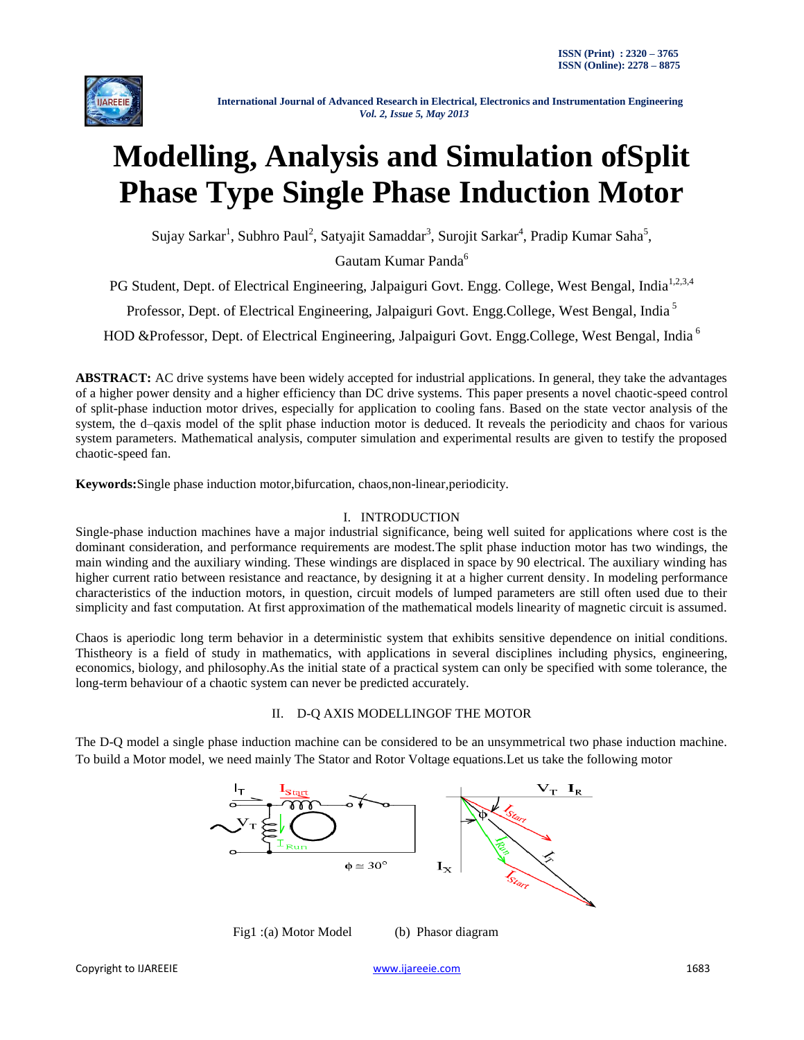# Modelling, Analysis and Simulation ofSplit Phase Type Single Phase Induction Motor

Sujay Sarkar[1], Subhro Paul[2], Satyajit Samaddar[3], Surojit Sarkar[4], Pradip Kumar Saha[5], Gautam Kumar Panda[6]

PG Student, Dept. of Electrical Engineering, Jalpaiguri Govt. Engg. College, West Bengal, India[1,2,3,4]

Professor, Dept. of Electrical Engineering, Jalpaiguri Govt. Engg.College, West Bengal, India [5]

HOD &Professor, Dept. of Electrical Engineering, Jalpaiguri Govt. Engg.College, West Bengal, India [6]

**ABSTRACT:** AC drive systems have been widely accepted for industrial applications. In general, they take the advantages of a higher power density and a higher efficiency than DC drive systems. This paper presents a novel chaotic-speed control of split-phase induction motor drives, especially for application to cooling fans. Based on the state vector analysis of the system, the d–qaxis model of the split phase induction motor is deduced. It reveals the periodicity and chaos for various system parameters. Mathematical analysis, computer simulation and experimental results are given to testify the proposed chaotic-speed fan.

**Keywords:**Single phase induction motor,bifurcation, chaos,non-linear,periodicity.

## I. INTRODUCTION

Single-phase induction machines have a major industrial significance, being well suited for applications where cost is the dominant consideration, and performance requirements are modest.The split phase induction motor has two windings, the main winding and the auxiliary winding. These windings are displaced in space by 90 electrical. The auxiliary winding has higher current ratio between resistance and reactance, by designing it at a higher current density. In modeling performance characteristics of the induction motors, in question, circuit models of lumped parameters are still often used due to their simplicity and fast computation. At first approximation of the mathematical models linearity of magnetic circuit is assumed.

Chaos is aperiodic long term behavior in a deterministic system that exhibits sensitive dependence on initial conditions. Thistheory is a field of study in mathematics, with applications in several disciplines including physics, engineering, economics, biology, and philosophy.As the initial state of a practical system can only be specified with some tolerance, the long-term behaviour of a chaotic system can never be predicted accurately.

## II. D-Q AXIS MODELLINGOF THE MOTOR

The D-Q model a single phase induction machine can be considered to be an unsymmetrical two phase induction machine. To build a Motor model, we need mainly The Stator and Rotor Voltage equations.Let us take the following motor

Fig1 :(a) Motor Model (b) Phasor diagram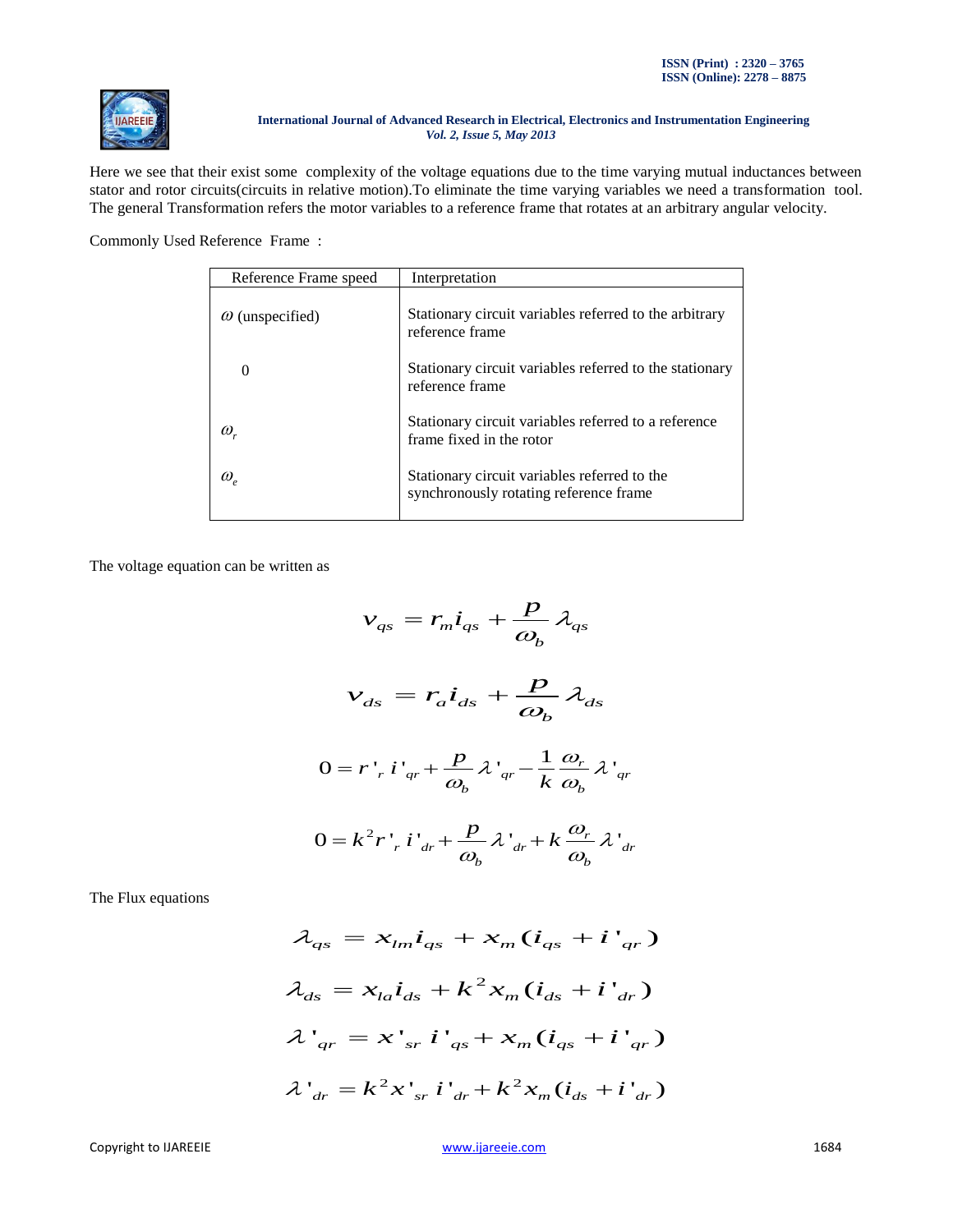Here we see that their exist some complexity of the voltage equations due to the time varying mutual inductances between stator and rotor circuits(circuits in relative motion).To eliminate the time varying variables we need a transformation tool. The general Transformation refers the motor variables to a reference frame that rotates at an arbitrary angular velocity.

Commonly Used Reference Frame :

| Reference Frame speed | Interpretation |
|---|---|
| $\omega$ (unspecified) | Stationary circuit variables referred to the arbitrary reference frame |
| 0 | Stationary circuit variables referred to the stationary reference frame |
| $\omega_r$ | Stationary circuit variables referred to a reference frame fixed in the rotor |
| $\omega_e$ | Stationary circuit variables referred to the synchronously rotating reference frame |

The voltage equation can be written as

$$v_{qs} = r_m i_{qs} + \frac{p}{\omega_b} \lambda_{qs}$$

$$v_{ds} = r_a i_{ds} + \frac{p}{\omega_b} \lambda_{ds}$$

$$0 = r'_r i'_{qr} + \frac{p}{\omega_b} \lambda'_{qr} - \frac{1}{k} \frac{\omega_r}{\omega_b} \lambda'_{qr}$$

$$0 = k^2 r'_r i'_{dr} + \frac{p}{\omega_b} \lambda'_{dr} + k \frac{\omega_r}{\omega_b} \lambda'_{dr}$$

The Flux equations

$$\lambda_{qs} = x_{lm} i_{qs} + x_m (i_{qs} + i'_{qr})$$

$$\lambda_{ds} = x_{la} i_{ds} + k^2 x_m (i_{ds} + i'_{dr})$$

$$\lambda'_{qr} = x'_{sr} i'_{qs} + x_m (i_{qs} + i'_{qr})$$

$$\lambda'_{dr} = k^2 x'_{sr} i'_{dr} + k^2 x_m (i_{ds} + i'_{dr})$$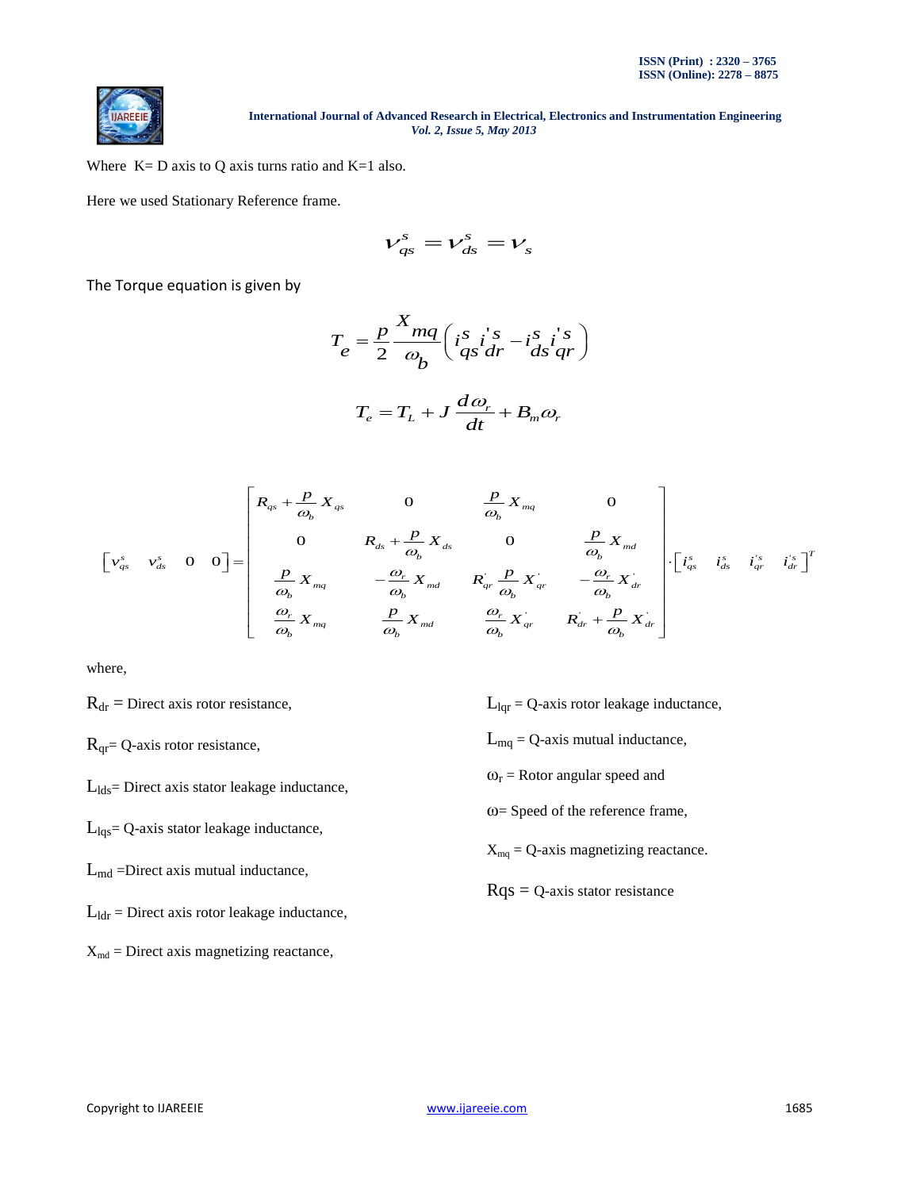Where  K= D axis to Q axis turns ratio and K=1 also.

Here we used Stationary Reference frame.

$$v_{qs}^{s} = v_{ds}^{s} = v_{s}$$

The Torque equation is given by

$$T_e = \frac{p}{2}\frac{X_{mq}}{\omega_b}\left(i_{qs}^{s}\, i_{dr}^{'s} - i_{ds}^{s}\, i_{qr}^{'s}\right)$$

$$T_e = T_L + J\frac{d\omega_r}{dt} + B_m\omega_r$$

$$\begin{bmatrix} v_{qs}^{s} & v_{ds}^{s} & 0 & 0 \end{bmatrix} = \begin{bmatrix} R_{qs} + \frac{p}{\omega_b}X_{qs} & 0 & \frac{p}{\omega_b}X_{mq} & 0 \\ 0 & R_{ds} + \frac{p}{\omega_b}X_{ds} & 0 & \frac{p}{\omega_b}X_{md} \\ \frac{p}{\omega_b}X_{mq} & -\frac{\omega_r}{\omega_b}X_{md} & R_{qr}^{'}\frac{p}{\omega_b}X_{qr}^{'} & -\frac{\omega_r}{\omega_b}X_{dr}^{'} \\ \frac{\omega_r}{\omega_b}X_{mq} & \frac{p}{\omega_b}X_{md} & \frac{\omega_r}{\omega_b}X_{qr}^{'} & R_{dr}^{'} + \frac{p}{\omega_b}X_{dr}^{'} \end{bmatrix} \cdot \begin{bmatrix} i_{qs}^{s} & i_{ds}^{s} & i_{qr}^{'s} & i_{dr}^{'s} \end{bmatrix}^{T}$$

where,

$R_{dr}$ = Direct axis rotor resistance,

$R_{qr}$= Q-axis rotor resistance,

$L_{lds}$= Direct axis stator leakage inductance,

$L_{lqs}$= Q-axis stator leakage inductance,

$L_{md}$ =Direct axis mutual inductance,

$L_{ldr}$ = Direct axis rotor leakage inductance,

$X_{md}$ = Direct axis magnetizing reactance,

$L_{lqr}$ = Q-axis rotor leakage inductance,

$L_{mq}$ = Q-axis mutual inductance,

$\omega_r$ = Rotor angular speed and

$\omega$= Speed of the reference frame,

$X_{mq}$ = Q-axis magnetizing reactance.

Rqs = Q-axis stator resistance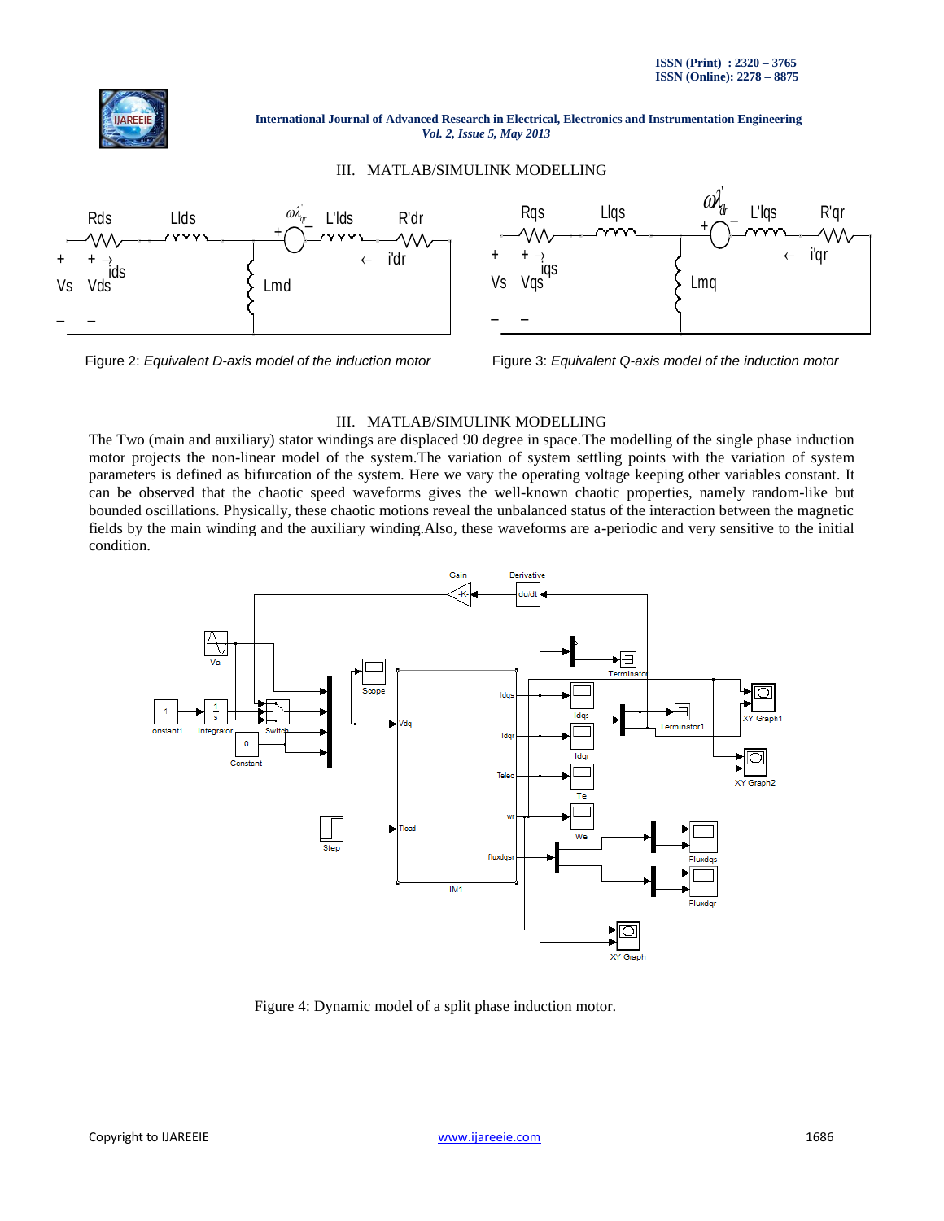## III. MATLAB/SIMULINK MODELLING

Figure 2: *Equivalent D-axis model of the induction motor*

Figure 3: *Equivalent Q-axis model of the induction motor*

## III. MATLAB/SIMULINK MODELLING

The Two (main and auxiliary) stator windings are displaced 90 degree in space.The modelling of the single phase induction motor projects the non-linear model of the system.The variation of system settling points with the variation of system parameters is defined as bifurcation of the system. Here we vary the operating voltage keeping other variables constant. It can be observed that the chaotic speed waveforms gives the well-known chaotic properties, namely random-like but bounded oscillations. Physically, these chaotic motions reveal the unbalanced status of the interaction between the magnetic fields by the main winding and the auxiliary winding.Also, these waveforms are a-periodic and very sensitive to the initial condition.

Figure 4: Dynamic model of a split phase induction motor.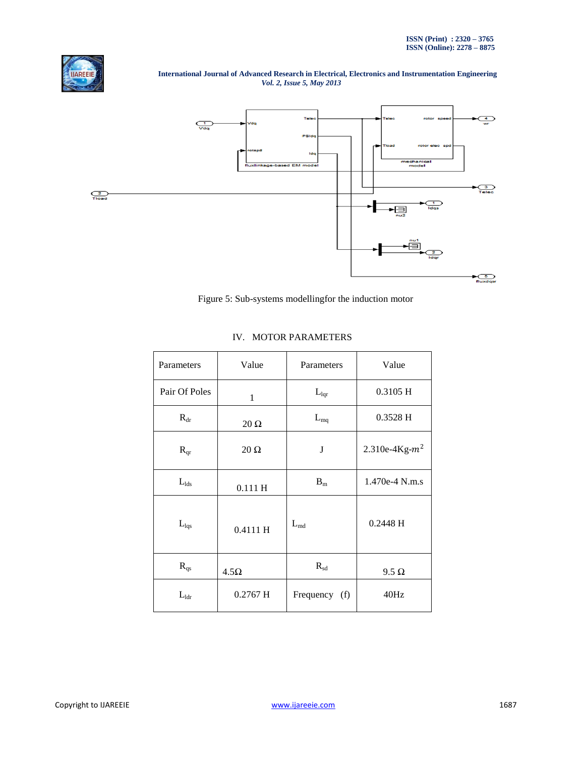Figure 5: Sub-systems modellingfor the induction motor

## IV. MOTOR PARAMETERS

| Parameters | Value | Parameters | Value |
|---|---|---|---|
| Pair Of Poles | 1 | $L_{lqr}$ | 0.3105 H |
| $R_{dr}$ | 20 Ω | $L_{mq}$ | 0.3528 H |
| $R_{qr}$ | 20 Ω | J | 2.310e-4Kg-$m^2$ |
| $L_{lds}$ | 0.111 H | $B_m$ | 1.470e-4 N.m.s |
| $L_{lqs}$ | 0.4111 H | $L_{md}$ | 0.2448 H |
| $R_{qs}$ | 4.5Ω | $R_{sd}$ | 9.5 Ω |
| $L_{ldr}$ | 0.2767 H | Frequency (f) | 40Hz |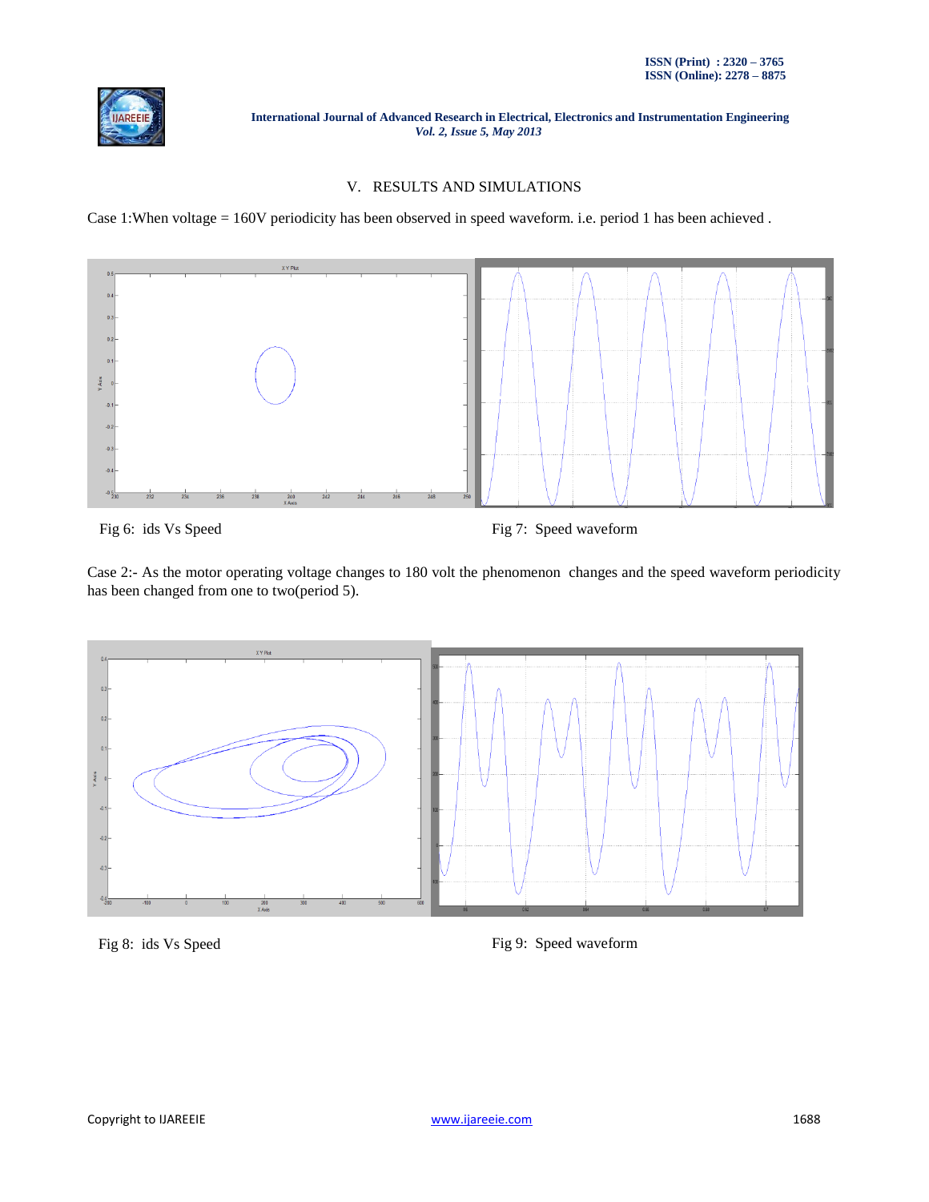## V. RESULTS AND SIMULATIONS

Case 1:When voltage = 160V periodicity has been observed in speed waveform. i.e. period 1 has been achieved .

Fig 6: ids Vs Speed

Fig 7: Speed waveform

Case 2:- As the motor operating voltage changes to 180 volt the phenomenon changes and the speed waveform periodicity has been changed from one to two(period 5).

Fig 8: ids Vs Speed

Fig 9: Speed waveform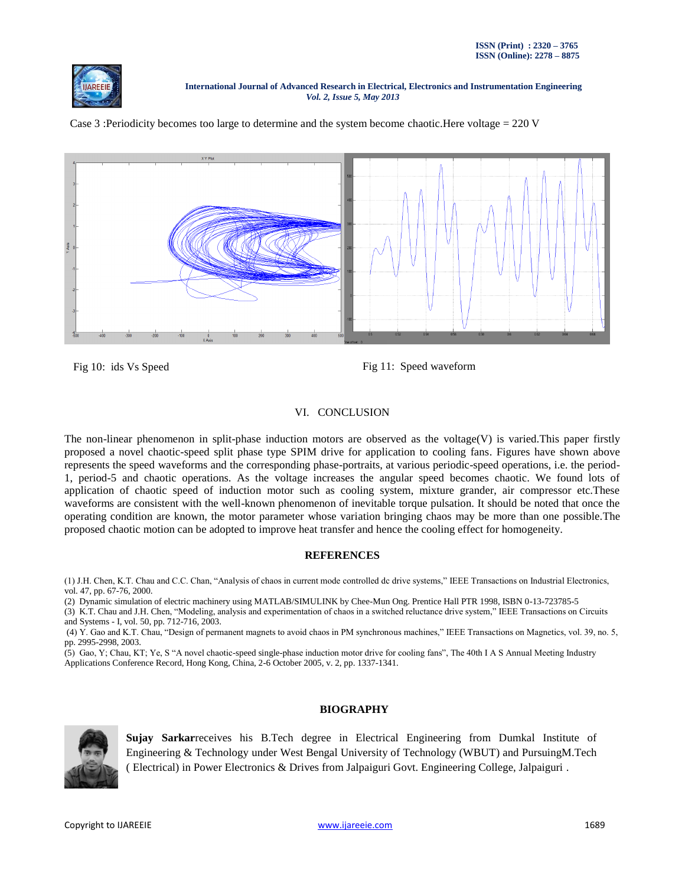Case 3 :Periodicity becomes too large to determine and the system become chaotic.Here voltage = 220 V

Fig 10: ids Vs Speed

Fig 11: Speed waveform

## VI. CONCLUSION

The non-linear phenomenon in split-phase induction motors are observed as the voltage(V) is varied.This paper firstly proposed a novel chaotic-speed split phase type SPIM drive for application to cooling fans. Figures have shown above represents the speed waveforms and the corresponding phase-portraits, at various periodic-speed operations, i.e. the period-1, period-5 and chaotic operations. As the voltage increases the angular speed becomes chaotic. We found lots of application of chaotic speed of induction motor such as cooling system, mixture grander, air compressor etc.These waveforms are consistent with the well-known phenomenon of inevitable torque pulsation. It should be noted that once the operating condition are known, the motor parameter whose variation bringing chaos may be more than one possible.The proposed chaotic motion can be adopted to improve heat transfer and hence the cooling effect for homogeneity.

## REFERENCES

(1) J.H. Chen, K.T. Chau and C.C. Chan, "Analysis of chaos in current mode controlled dc drive systems," IEEE Transactions on Industrial Electronics, vol. 47, pp. 67-76, 2000.

(2) Dynamic simulation of electric machinery using MATLAB/SIMULINK by Chee-Mun Ong. Prentice Hall PTR 1998, ISBN 0-13-723785-5

(3) K.T. Chau and J.H. Chen, "Modeling, analysis and experimentation of chaos in a switched reluctance drive system," IEEE Transactions on Circuits and Systems - I, vol. 50, pp. 712-716, 2003.

(4) Y. Gao and K.T. Chau, "Design of permanent magnets to avoid chaos in PM synchronous machines," IEEE Transactions on Magnetics, vol. 39, no. 5, pp. 2995-2998, 2003.

(5) Gao, Y; Chau, KT; Ye, S "A novel chaotic-speed single-phase induction motor drive for cooling fans", The 40th I A S Annual Meeting Industry Applications Conference Record, Hong Kong, China, 2-6 October 2005, v. 2, pp. 1337-1341.

## BIOGRAPHY

**Sujay Sarkar**receives his B.Tech degree in Electrical Engineering from Dumkal Institute of Engineering & Technology under West Bengal University of Technology (WBUT) and PursuingM.Tech ( Electrical) in Power Electronics & Drives from Jalpaiguri Govt. Engineering College, Jalpaiguri .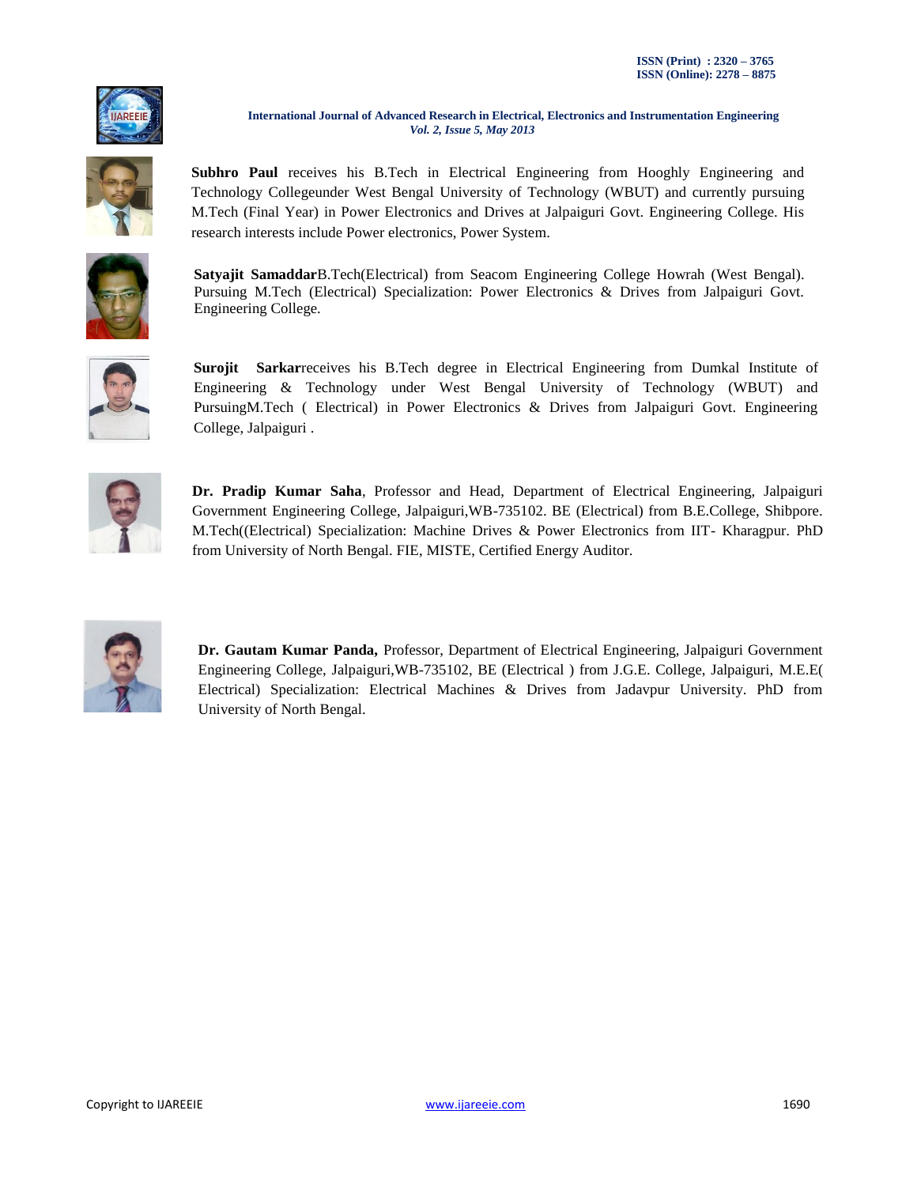**Subhro Paul** receives his B.Tech in Electrical Engineering from Hooghly Engineering and Technology Collegeunder West Bengal University of Technology (WBUT) and currently pursuing M.Tech (Final Year) in Power Electronics and Drives at Jalpaiguri Govt. Engineering College. His research interests include Power electronics, Power System.

**Satyajit Samaddar**B.Tech(Electrical) from Seacom Engineering College Howrah (West Bengal). Pursuing M.Tech (Electrical) Specialization: Power Electronics & Drives from Jalpaiguri Govt. Engineering College.

**Surojit Sarkar**receives his B.Tech degree in Electrical Engineering from Dumkal Institute of Engineering & Technology under West Bengal University of Technology (WBUT) and PursuingM.Tech ( Electrical) in Power Electronics & Drives from Jalpaiguri Govt. Engineering College, Jalpaiguri .

**Dr. Pradip Kumar Saha**, Professor and Head, Department of Electrical Engineering, Jalpaiguri Government Engineering College, Jalpaiguri,WB-735102. BE (Electrical) from B.E.College, Shibpore. M.Tech((Electrical) Specialization: Machine Drives & Power Electronics from IIT- Kharagpur. PhD from University of North Bengal. FIE, MISTE, Certified Energy Auditor.

**Dr. Gautam Kumar Panda,** Professor, Department of Electrical Engineering, Jalpaiguri Government Engineering College, Jalpaiguri,WB-735102, BE (Electrical ) from J.G.E. College, Jalpaiguri, M.E.E( Electrical) Specialization: Electrical Machines & Drives from Jadavpur University. PhD from University of North Bengal.